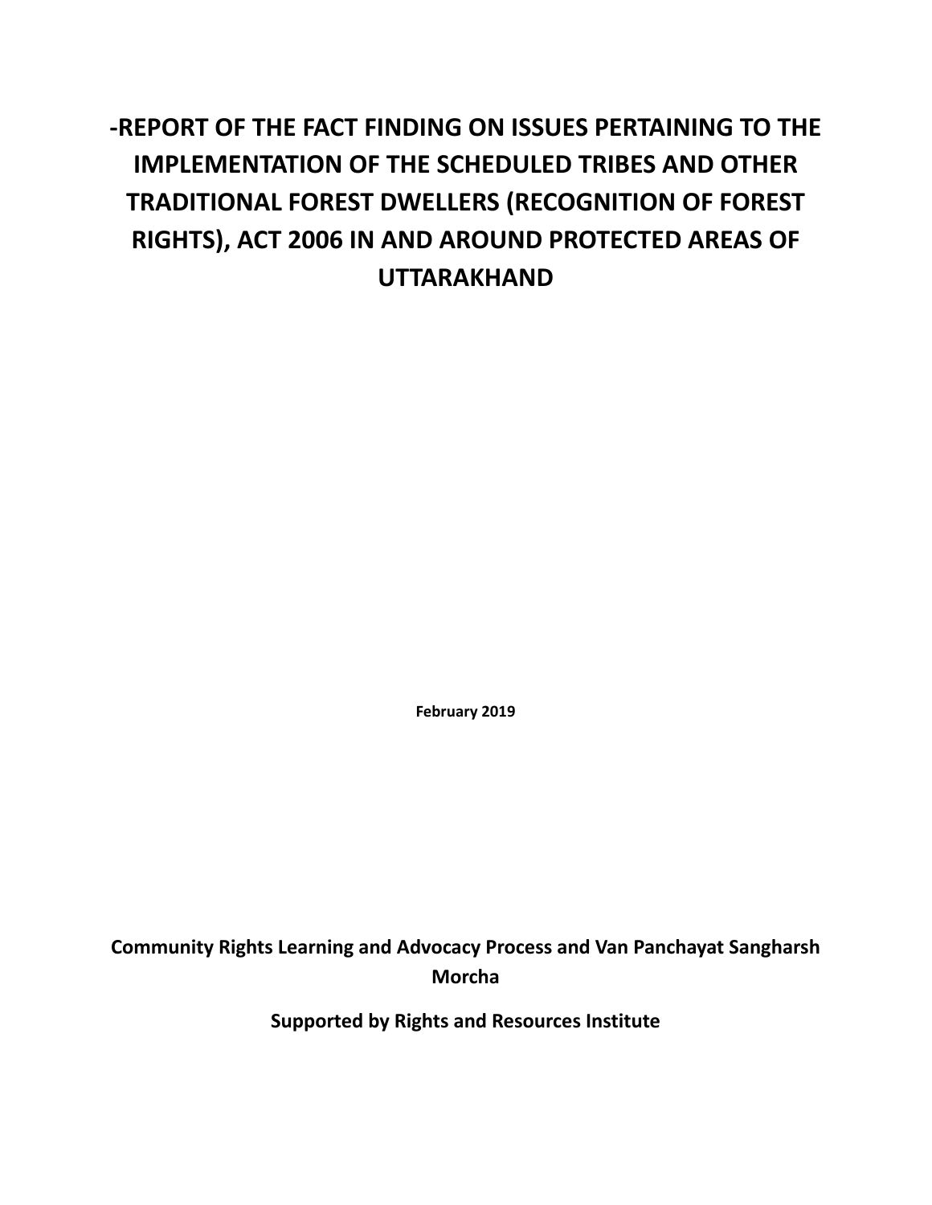# -REPORT OF THE FACT FINDING ON ISSUES PERTAINING TO THE IMPLEMENTATION OF THE SCHEDULED TRIBES AND OTHER TRADITIONAL FOREST DWELLERS (RECOGNITION OF FOREST RIGHTS), ACT 2006 IN AND AROUND PROTECTED AREAS OF UTTARAKHAND

**February 2019**

**Community Rights Learning and Advocacy Process and Van Panchayat Sangharsh Morcha**

**Supported by Rights and Resources Institute**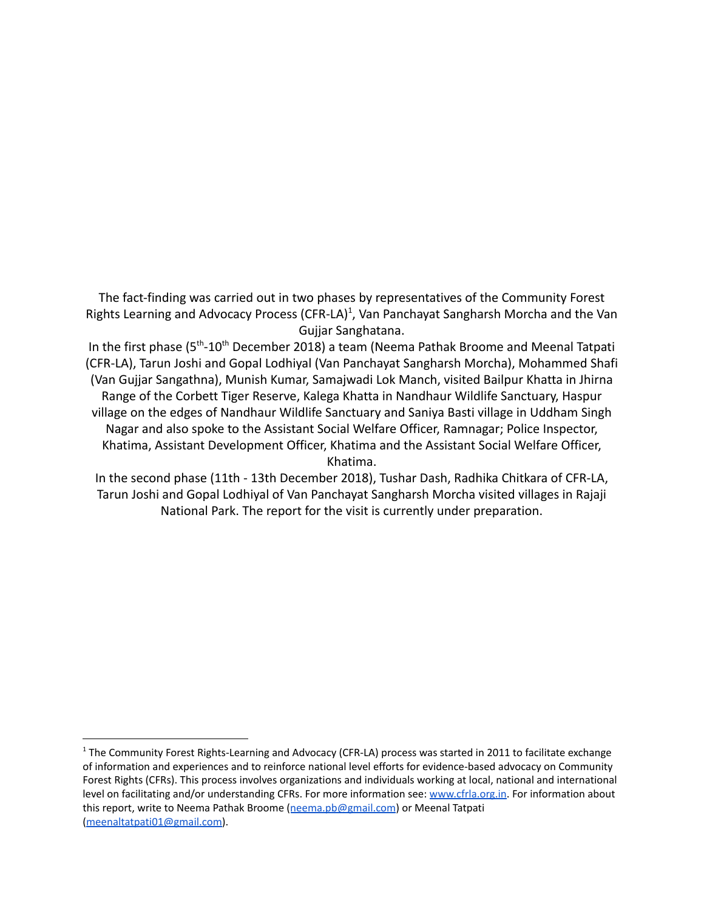The fact-finding was carried out in two phases by representatives of the Community Forest Rights Learning and Advocacy Process (CFR-LA)[1], Van Panchayat Sangharsh Morcha and the Van Gujjar Sanghatana.

In the first phase ($5^{th}$-$10^{th}$ December 2018) a team (Neema Pathak Broome and Meenal Tatpati (CFR-LA), Tarun Joshi and Gopal Lodhiyal (Van Panchayat Sangharsh Morcha), Mohammed Shafi (Van Gujjar Sangathna), Munish Kumar, Samajwadi Lok Manch, visited Bailpur Khatta in Jhirna Range of the Corbett Tiger Reserve, Kalega Khatta in Nandhaur Wildlife Sanctuary, Haspur village on the edges of Nandhaur Wildlife Sanctuary and Saniya Basti village in Uddham Singh Nagar and also spoke to the Assistant Social Welfare Officer, Ramnagar; Police Inspector, Khatima, Assistant Development Officer, Khatima and the Assistant Social Welfare Officer, Khatima.

In the second phase (11th - 13th December 2018), Tushar Dash, Radhika Chitkara of CFR-LA, Tarun Joshi and Gopal Lodhiyal of Van Panchayat Sangharsh Morcha visited villages in Rajaji National Park. The report for the visit is currently under preparation.

---

[1] The Community Forest Rights-Learning and Advocacy (CFR-LA) process was started in 2011 to facilitate exchange of information and experiences and to reinforce national level efforts for evidence-based advocacy on Community Forest Rights (CFRs). This process involves organizations and individuals working at local, national and international level on facilitating and/or understanding CFRs. For more information see: [www.cfrla.org.in](http://www.cfrla.org.in). For information about this report, write to Neema Pathak Broome ([neema.pb@gmail.com](mailto:neema.pb@gmail.com)) or Meenal Tatpati ([meenaltatpati01@gmail.com](mailto:meenaltatpati01@gmail.com)).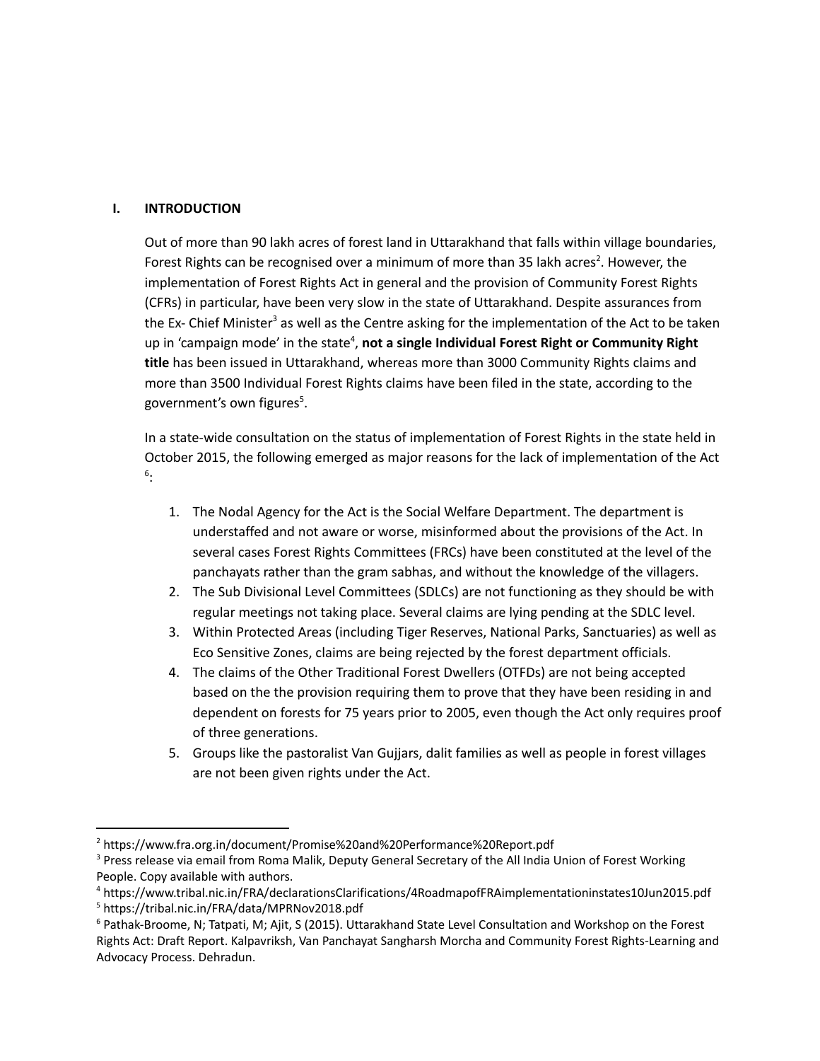## I. INTRODUCTION

Out of more than 90 lakh acres of forest land in Uttarakhand that falls within village boundaries, Forest Rights can be recognised over a minimum of more than 35 lakh acres[2]. However, the implementation of Forest Rights Act in general and the provision of Community Forest Rights (CFRs) in particular, have been very slow in the state of Uttarakhand. Despite assurances from the Ex- Chief Minister[3] as well as the Centre asking for the implementation of the Act to be taken up in 'campaign mode' in the state[4], **not a single Individual Forest Right or Community Right title** has been issued in Uttarakhand, whereas more than 3000 Community Rights claims and more than 3500 Individual Forest Rights claims have been filed in the state, according to the government's own figures[5].

In a state-wide consultation on the status of implementation of Forest Rights in the state held in October 2015, the following emerged as major reasons for the lack of implementation of the Act [6]:

1. The Nodal Agency for the Act is the Social Welfare Department. The department is understaffed and not aware or worse, misinformed about the provisions of the Act. In several cases Forest Rights Committees (FRCs) have been constituted at the level of the panchayats rather than the gram sabhas, and without the knowledge of the villagers.
2. The Sub Divisional Level Committees (SDLCs) are not functioning as they should be with regular meetings not taking place. Several claims are lying pending at the SDLC level.
3. Within Protected Areas (including Tiger Reserves, National Parks, Sanctuaries) as well as Eco Sensitive Zones, claims are being rejected by the forest department officials.
4. The claims of the Other Traditional Forest Dwellers (OTFDs) are not being accepted based on the the provision requiring them to prove that they have been residing in and dependent on forests for 75 years prior to 2005, even though the Act only requires proof of three generations.
5. Groups like the pastoralist Van Gujjars, dalit families as well as people in forest villages are not been given rights under the Act.

---

[2] https://www.fra.org.in/document/Promise%20and%20Performance%20Report.pdf

[3] Press release via email from Roma Malik, Deputy General Secretary of the All India Union of Forest Working People. Copy available with authors.

[4] https://www.tribal.nic.in/FRA/declarationsClarifications/4RoadmapofFRAimplementationinstates10Jun2015.pdf

[5] https://tribal.nic.in/FRA/data/MPRNov2018.pdf

[6] Pathak-Broome, N; Tatpati, M; Ajit, S (2015). Uttarakhand State Level Consultation and Workshop on the Forest Rights Act: Draft Report. Kalpavriksh, Van Panchayat Sangharsh Morcha and Community Forest Rights-Learning and Advocacy Process. Dehradun.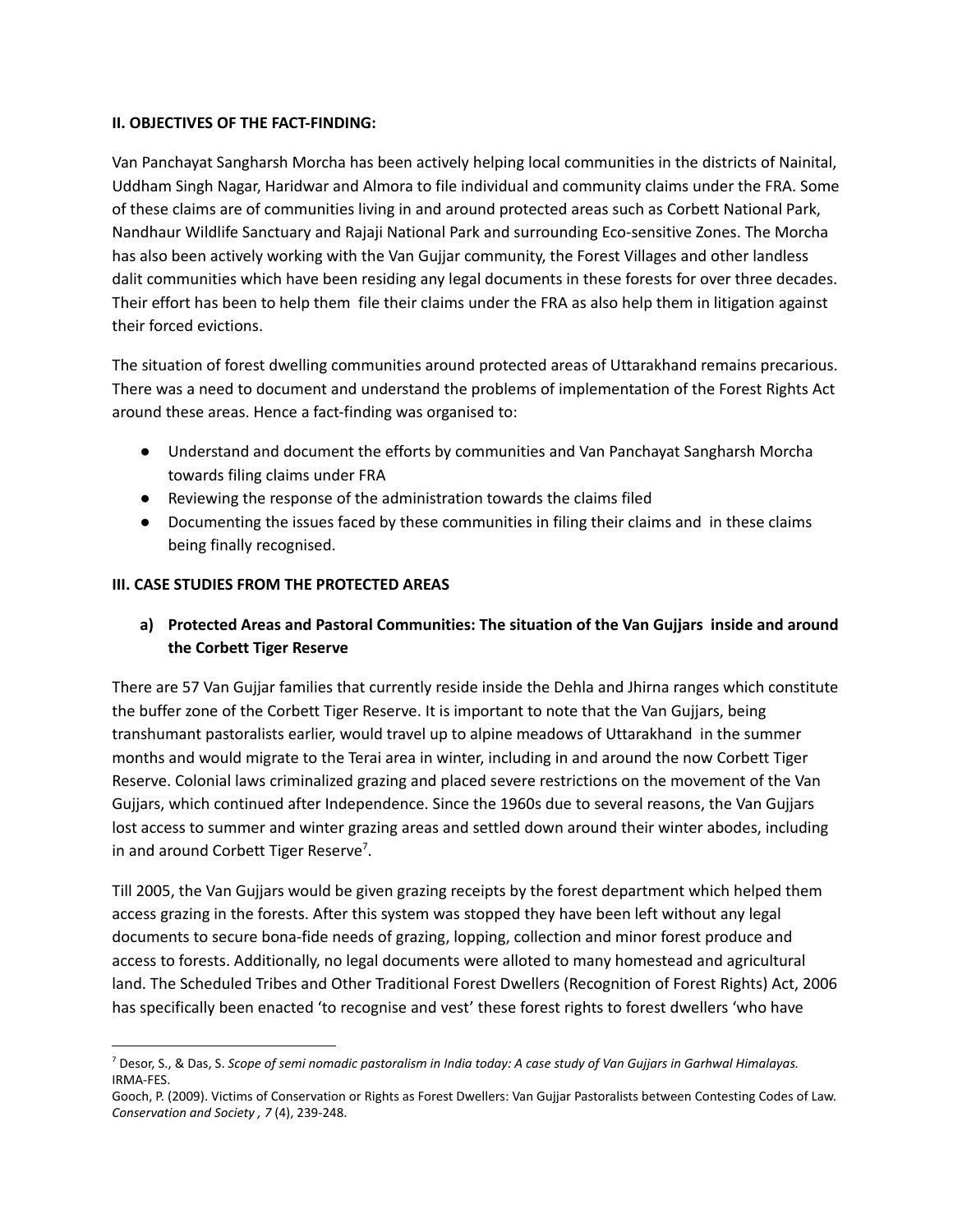**II. OBJECTIVES OF THE FACT-FINDING:**

Van Panchayat Sangharsh Morcha has been actively helping local communities in the districts of Nainital, Uddham Singh Nagar, Haridwar and Almora to file individual and community claims under the FRA. Some of these claims are of communities living in and around protected areas such as Corbett National Park, Nandhaur Wildlife Sanctuary and Rajaji National Park and surrounding Eco-sensitive Zones. The Morcha has also been actively working with the Van Gujjar community, the Forest Villages and other landless dalit communities which have been residing any legal documents in these forests for over three decades. Their effort has been to help them file their claims under the FRA as also help them in litigation against their forced evictions.

The situation of forest dwelling communities around protected areas of Uttarakhand remains precarious. There was a need to document and understand the problems of implementation of the Forest Rights Act around these areas. Hence a fact-finding was organised to:

- Understand and document the efforts by communities and Van Panchayat Sangharsh Morcha towards filing claims under FRA
- Reviewing the response of the administration towards the claims filed
- Documenting the issues faced by these communities in filing their claims and in these claims being finally recognised.

**III. CASE STUDIES FROM THE PROTECTED AREAS**

**a) Protected Areas and Pastoral Communities: The situation of the Van Gujjars inside and around the Corbett Tiger Reserve**

There are 57 Van Gujjar families that currently reside inside the Dehla and Jhirna ranges which constitute the buffer zone of the Corbett Tiger Reserve. It is important to note that the Van Gujjars, being transhumant pastoralists earlier, would travel up to alpine meadows of Uttarakhand in the summer months and would migrate to the Terai area in winter, including in and around the now Corbett Tiger Reserve. Colonial laws criminalized grazing and placed severe restrictions on the movement of the Van Gujjars, which continued after Independence. Since the 1960s due to several reasons, the Van Gujjars lost access to summer and winter grazing areas and settled down around their winter abodes, including in and around Corbett Tiger Reserve[7].

Till 2005, the Van Gujjars would be given grazing receipts by the forest department which helped them access grazing in the forests. After this system was stopped they have been left without any legal documents to secure bona-fide needs of grazing, lopping, collection and minor forest produce and access to forests. Additionally, no legal documents were alloted to many homestead and agricultural land. The Scheduled Tribes and Other Traditional Forest Dwellers (Recognition of Forest Rights) Act, 2006 has specifically been enacted 'to recognise and vest' these forest rights to forest dwellers 'who have

---

[7] Desor, S., & Das, S. *Scope of semi nomadic pastoralism in India today: A case study of Van Gujjars in Garhwal Himalayas.* IRMA-FES.

Gooch, P. (2009). Victims of Conservation or Rights as Forest Dwellers: Van Gujjar Pastoralists between Contesting Codes of Law. *Conservation and Society , 7* (4), 239-248.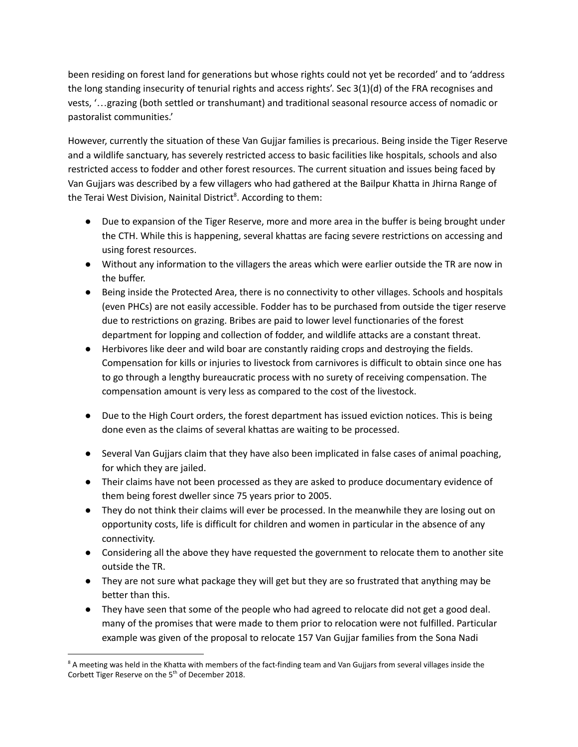been residing on forest land for generations but whose rights could not yet be recorded' and to 'address the long standing insecurity of tenurial rights and access rights'. Sec 3(1)(d) of the FRA recognises and vests, '…grazing (both settled or transhumant) and traditional seasonal resource access of nomadic or pastoralist communities.'

However, currently the situation of these Van Gujjar families is precarious. Being inside the Tiger Reserve and a wildlife sanctuary, has severely restricted access to basic facilities like hospitals, schools and also restricted access to fodder and other forest resources. The current situation and issues being faced by Van Gujjars was described by a few villagers who had gathered at the Bailpur Khatta in Jhirna Range of the Terai West Division, Nainital District[8]. According to them:

- Due to expansion of the Tiger Reserve, more and more area in the buffer is being brought under the CTH. While this is happening, several khattas are facing severe restrictions on accessing and using forest resources.
- Without any information to the villagers the areas which were earlier outside the TR are now in the buffer.
- Being inside the Protected Area, there is no connectivity to other villages. Schools and hospitals (even PHCs) are not easily accessible. Fodder has to be purchased from outside the tiger reserve due to restrictions on grazing. Bribes are paid to lower level functionaries of the forest department for lopping and collection of fodder, and wildlife attacks are a constant threat.
- Herbivores like deer and wild boar are constantly raiding crops and destroying the fields. Compensation for kills or injuries to livestock from carnivores is difficult to obtain since one has to go through a lengthy bureaucratic process with no surety of receiving compensation. The compensation amount is very less as compared to the cost of the livestock.
- Due to the High Court orders, the forest department has issued eviction notices. This is being done even as the claims of several khattas are waiting to be processed.
- Several Van Gujjars claim that they have also been implicated in false cases of animal poaching, for which they are jailed.
- Their claims have not been processed as they are asked to produce documentary evidence of them being forest dweller since 75 years prior to 2005.
- They do not think their claims will ever be processed. In the meanwhile they are losing out on opportunity costs, life is difficult for children and women in particular in the absence of any connectivity.
- Considering all the above they have requested the government to relocate them to another site outside the TR.
- They are not sure what package they will get but they are so frustrated that anything may be better than this.
- They have seen that some of the people who had agreed to relocate did not get a good deal. many of the promises that were made to them prior to relocation were not fulfilled. Particular example was given of the proposal to relocate 157 Van Gujjar families from the Sona Nadi

---

[8] A meeting was held in the Khatta with members of the fact-finding team and Van Gujjars from several villages inside the Corbett Tiger Reserve on the 5th of December 2018.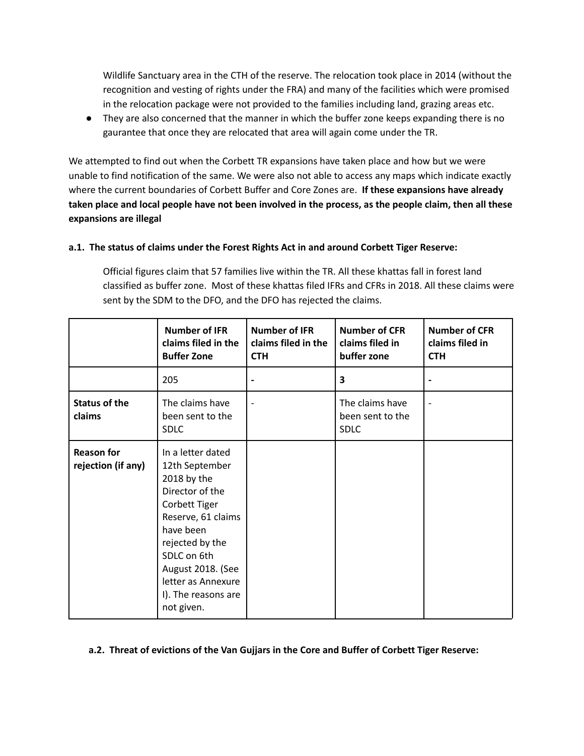Wildlife Sanctuary area in the CTH of the reserve. The relocation took place in 2014 (without the recognition and vesting of rights under the FRA) and many of the facilities which were promised in the relocation package were not provided to the families including land, grazing areas etc.

- They are also concerned that the manner in which the buffer zone keeps expanding there is no gaurantee that once they are relocated that area will again come under the TR.

We attempted to find out when the Corbett TR expansions have taken place and how but we were unable to find notification of the same. We were also not able to access any maps which indicate exactly where the current boundaries of Corbett Buffer and Core Zones are. **If these expansions have already taken place and local people have not been involved in the process, as the people claim, then all these expansions are illegal**

#### a.1. The status of claims under the Forest Rights Act in and around Corbett Tiger Reserve:

Official figures claim that 57 families live within the TR. All these khattas fall in forest land classified as buffer zone. Most of these khattas filed IFRs and CFRs in 2018. All these claims were sent by the SDM to the DFO, and the DFO has rejected the claims.

| | **Number of IFR claims filed in the Buffer Zone** | **Number of IFR claims filed in the CTH** | **Number of CFR claims filed in buffer zone** | **Number of CFR claims filed in CTH** |
|---|---|---|---|---|
| | 205 | **-** | **3** | **-** |
| **Status of the claims** | The claims have been sent to the SDLC | - | The claims have been sent to the SDLC | - |
| **Reason for rejection (if any)** | In a letter dated 12th September 2018 by the Director of the Corbett Tiger Reserve, 61 claims have been rejected by the SDLC on 6th August 2018. (See letter as Annexure I). The reasons are not given. | | | |

#### a.2. Threat of evictions of the Van Gujjars in the Core and Buffer of Corbett Tiger Reserve: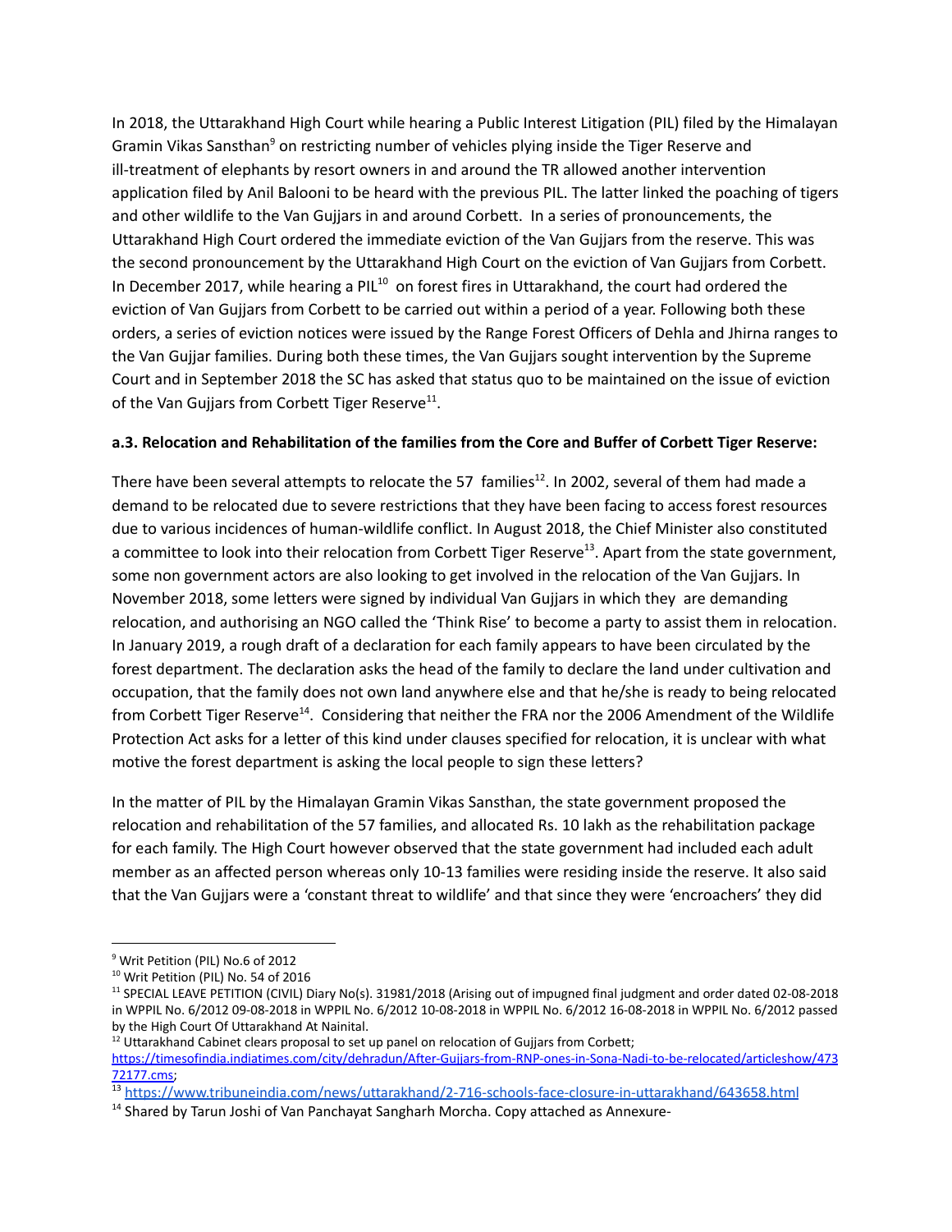In 2018, the Uttarakhand High Court while hearing a Public Interest Litigation (PIL) filed by the Himalayan Gramin Vikas Sansthan[9] on restricting number of vehicles plying inside the Tiger Reserve and ill-treatment of elephants by resort owners in and around the TR allowed another intervention application filed by Anil Balooni to be heard with the previous PIL. The latter linked the poaching of tigers and other wildlife to the Van Gujjars in and around Corbett. In a series of pronouncements, the Uttarakhand High Court ordered the immediate eviction of the Van Gujjars from the reserve. This was the second pronouncement by the Uttarakhand High Court on the eviction of Van Gujjars from Corbett. In December 2017, while hearing a PIL[10] on forest fires in Uttarakhand, the court had ordered the eviction of Van Gujjars from Corbett to be carried out within a period of a year. Following both these orders, a series of eviction notices were issued by the Range Forest Officers of Dehla and Jhirna ranges to the Van Gujjar families. During both these times, the Van Gujjars sought intervention by the Supreme Court and in September 2018 the SC has asked that status quo to be maintained on the issue of eviction of the Van Gujjars from Corbett Tiger Reserve[11].

**a.3. Relocation and Rehabilitation of the families from the Core and Buffer of Corbett Tiger Reserve:**

There have been several attempts to relocate the 57 families[12]. In 2002, several of them had made a demand to be relocated due to severe restrictions that they have been facing to access forest resources due to various incidences of human-wildlife conflict. In August 2018, the Chief Minister also constituted a committee to look into their relocation from Corbett Tiger Reserve[13]. Apart from the state government, some non government actors are also looking to get involved in the relocation of the Van Gujjars. In November 2018, some letters were signed by individual Van Gujjars in which they are demanding relocation, and authorising an NGO called the 'Think Rise' to become a party to assist them in relocation. In January 2019, a rough draft of a declaration for each family appears to have been circulated by the forest department. The declaration asks the head of the family to declare the land under cultivation and occupation, that the family does not own land anywhere else and that he/she is ready to being relocated from Corbett Tiger Reserve[14]. Considering that neither the FRA nor the 2006 Amendment of the Wildlife Protection Act asks for a letter of this kind under clauses specified for relocation, it is unclear with what motive the forest department is asking the local people to sign these letters?

In the matter of PIL by the Himalayan Gramin Vikas Sansthan, the state government proposed the relocation and rehabilitation of the 57 families, and allocated Rs. 10 lakh as the rehabilitation package for each family. The High Court however observed that the state government had included each adult member as an affected person whereas only 10-13 families were residing inside the reserve. It also said that the Van Gujjars were a 'constant threat to wildlife' and that since they were 'encroachers' they did

---

[9] Writ Petition (PIL) No.6 of 2012

[10] Writ Petition (PIL) No. 54 of 2016

[11] SPECIAL LEAVE PETITION (CIVIL) Diary No(s). 31981/2018 (Arising out of impugned final judgment and order dated 02-08-2018 in WPPIL No. 6/2012 09-08-2018 in WPPIL No. 6/2012 10-08-2018 in WPPIL No. 6/2012 16-08-2018 in WPPIL No. 6/2012 passed by the High Court Of Uttarakhand At Nainital.

[12] Uttarakhand Cabinet clears proposal to set up panel on relocation of Gujjars from Corbett; https://timesofindia.indiatimes.com/city/dehradun/After-Gujjars-from-RNP-ones-in-Sona-Nadi-to-be-relocated/articleshow/47372177.cms;

[13] https://www.tribuneindia.com/news/uttarakhand/2-716-schools-face-closure-in-uttarakhand/643658.html

[14] Shared by Tarun Joshi of Van Panchayat Sangharh Morcha. Copy attached as Annexure-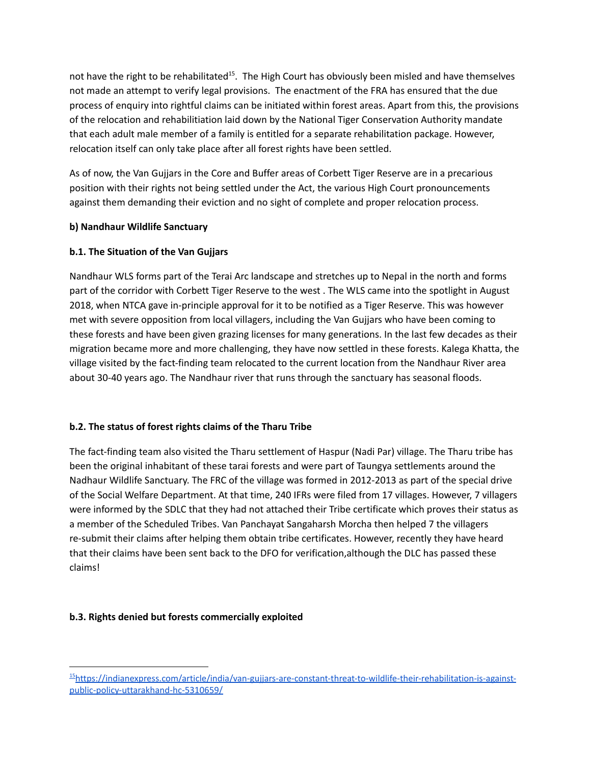not have the right to be rehabilitated[15]. The High Court has obviously been misled and have themselves not made an attempt to verify legal provisions. The enactment of the FRA has ensured that the due process of enquiry into rightful claims can be initiated within forest areas. Apart from this, the provisions of the relocation and rehabilitiation laid down by the National Tiger Conservation Authority mandate that each adult male member of a family is entitled for a separate rehabilitation package. However, relocation itself can only take place after all forest rights have been settled.

As of now, the Van Gujjars in the Core and Buffer areas of Corbett Tiger Reserve are in a precarious position with their rights not being settled under the Act, the various High Court pronouncements against them demanding their eviction and no sight of complete and proper relocation process.

**b) Nandhaur Wildlife Sanctuary**

**b.1. The Situation of the Van Gujjars**

Nandhaur WLS forms part of the Terai Arc landscape and stretches up to Nepal in the north and forms part of the corridor with Corbett Tiger Reserve to the west . The WLS came into the spotlight in August 2018, when NTCA gave in-principle approval for it to be notified as a Tiger Reserve. This was however met with severe opposition from local villagers, including the Van Gujjars who have been coming to these forests and have been given grazing licenses for many generations. In the last few decades as their migration became more and more challenging, they have now settled in these forests. Kalega Khatta, the village visited by the fact-finding team relocated to the current location from the Nandhaur River area about 30-40 years ago. The Nandhaur river that runs through the sanctuary has seasonal floods.

**b.2. The status of forest rights claims of the Tharu Tribe**

The fact-finding team also visited the Tharu settlement of Haspur (Nadi Par) village. The Tharu tribe has been the original inhabitant of these tarai forests and were part of Taungya settlements around the Nadhaur Wildlife Sanctuary. The FRC of the village was formed in 2012-2013 as part of the special drive of the Social Welfare Department. At that time, 240 IFRs were filed from 17 villages. However, 7 villagers were informed by the SDLC that they had not attached their Tribe certificate which proves their status as a member of the Scheduled Tribes. Van Panchayat Sangaharsh Morcha then helped 7 the villagers re-submit their claims after helping them obtain tribe certificates. However, recently they have heard that their claims have been sent back to the DFO for verification,although the DLC has passed these claims!

**b.3. Rights denied but forests commercially exploited**

---

[15] https://indianexpress.com/article/india/van-gujjars-are-constant-threat-to-wildlife-their-rehabilitation-is-against-public-policy-uttarakhand-hc-5310659/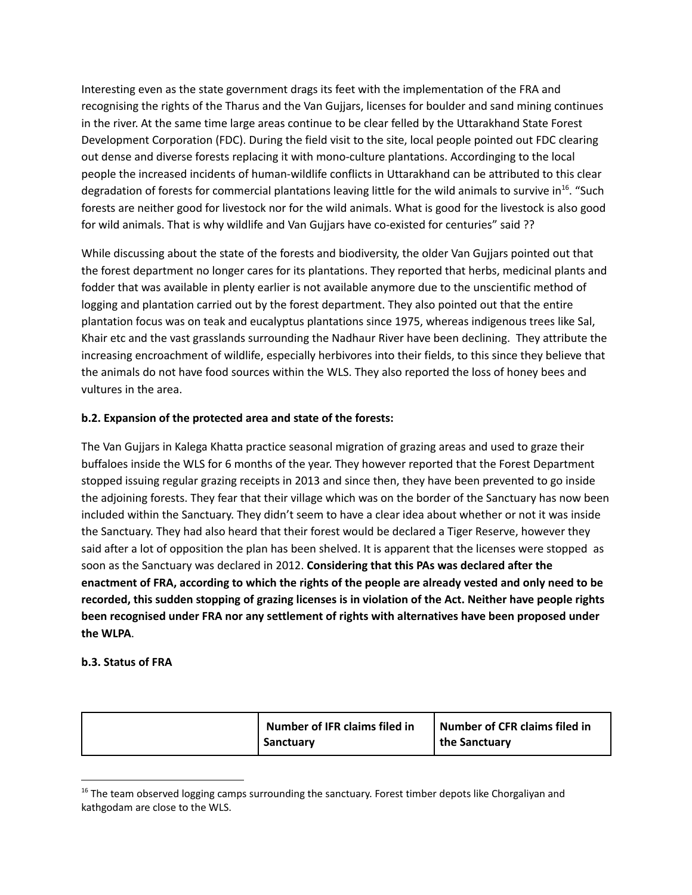Interesting even as the state government drags its feet with the implementation of the FRA and recognising the rights of the Tharus and the Van Gujjars, licenses for boulder and sand mining continues in the river. At the same time large areas continue to be clear felled by the Uttarakhand State Forest Development Corporation (FDC). During the field visit to the site, local people pointed out FDC clearing out dense and diverse forests replacing it with mono-culture plantations. Accordinging to the local people the increased incidents of human-wildlife conflicts in Uttarakhand can be attributed to this clear degradation of forests for commercial plantations leaving little for the wild animals to survive in[16]. "Such forests are neither good for livestock nor for the wild animals. What is good for the livestock is also good for wild animals. That is why wildlife and Van Gujjars have co-existed for centuries" said ??

While discussing about the state of the forests and biodiversity, the older Van Gujjars pointed out that the forest department no longer cares for its plantations. They reported that herbs, medicinal plants and fodder that was available in plenty earlier is not available anymore due to the unscientific method of logging and plantation carried out by the forest department. They also pointed out that the entire plantation focus was on teak and eucalyptus plantations since 1975, whereas indigenous trees like Sal, Khair etc and the vast grasslands surrounding the Nadhaur River have been declining. They attribute the increasing encroachment of wildlife, especially herbivores into their fields, to this since they believe that the animals do not have food sources within the WLS. They also reported the loss of honey bees and vultures in the area.

**b.2. Expansion of the protected area and state of the forests:**

The Van Gujjars in Kalega Khatta practice seasonal migration of grazing areas and used to graze their buffaloes inside the WLS for 6 months of the year. They however reported that the Forest Department stopped issuing regular grazing receipts in 2013 and since then, they have been prevented to go inside the adjoining forests. They fear that their village which was on the border of the Sanctuary has now been included within the Sanctuary. They didn't seem to have a clear idea about whether or not it was inside the Sanctuary. They had also heard that their forest would be declared a Tiger Reserve, however they said after a lot of opposition the plan has been shelved. It is apparent that the licenses were stopped as soon as the Sanctuary was declared in 2012. **Considering that this PAs was declared after the enactment of FRA, according to which the rights of the people are already vested and only need to be recorded, this sudden stopping of grazing licenses is in violation of the Act. Neither have people rights been recognised under FRA nor any settlement of rights with alternatives have been proposed under the WLPA**.

**b.3. Status of FRA**

| | Number of IFR claims filed in Sanctuary | Number of CFR claims filed in the Sanctuary |
|---|---|---|

[16] The team observed logging camps surrounding the sanctuary. Forest timber depots like Chorgaliyan and kathgodam are close to the WLS.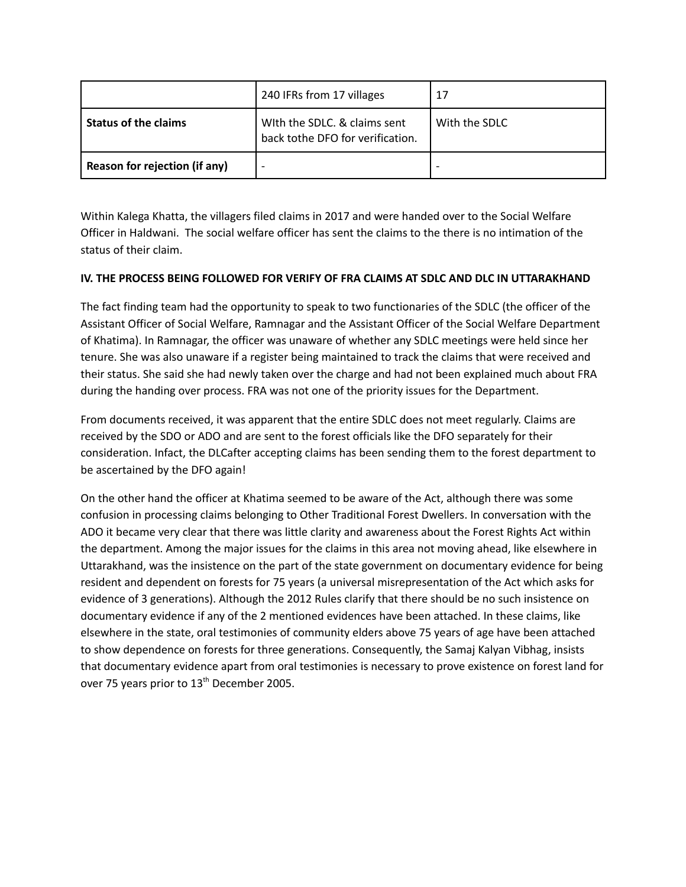| | 240 IFRs from 17 villages | 17 |
|---|---|---|
| **Status of the claims** | WIth the SDLC. & claims sent back tothe DFO for verification. | With the SDLC |
| **Reason for rejection (if any)** | - | - |

Within Kalega Khatta, the villagers filed claims in 2017 and were handed over to the Social Welfare Officer in Haldwani. The social welfare officer has sent the claims to the there is no intimation of the status of their claim.

**IV. THE PROCESS BEING FOLLOWED FOR VERIFY OF FRA CLAIMS AT SDLC AND DLC IN UTTARAKHAND**

The fact finding team had the opportunity to speak to two functionaries of the SDLC (the officer of the Assistant Officer of Social Welfare, Ramnagar and the Assistant Officer of the Social Welfare Department of Khatima). In Ramnagar, the officer was unaware of whether any SDLC meetings were held since her tenure. She was also unaware if a register being maintained to track the claims that were received and their status. She said she had newly taken over the charge and had not been explained much about FRA during the handing over process. FRA was not one of the priority issues for the Department.

From documents received, it was apparent that the entire SDLC does not meet regularly. Claims are received by the SDO or ADO and are sent to the forest officials like the DFO separately for their consideration. Infact, the DLCafter accepting claims has been sending them to the forest department to be ascertained by the DFO again!

On the other hand the officer at Khatima seemed to be aware of the Act, although there was some confusion in processing claims belonging to Other Traditional Forest Dwellers. In conversation with the ADO it became very clear that there was little clarity and awareness about the Forest Rights Act within the department. Among the major issues for the claims in this area not moving ahead, like elsewhere in Uttarakhand, was the insistence on the part of the state government on documentary evidence for being resident and dependent on forests for 75 years (a universal misrepresentation of the Act which asks for evidence of 3 generations). Although the 2012 Rules clarify that there should be no such insistence on documentary evidence if any of the 2 mentioned evidences have been attached. In these claims, like elsewhere in the state, oral testimonies of community elders above 75 years of age have been attached to show dependence on forests for three generations. Consequently, the Samaj Kalyan Vibhag, insists that documentary evidence apart from oral testimonies is necessary to prove existence on forest land for over 75 years prior to 13th December 2005.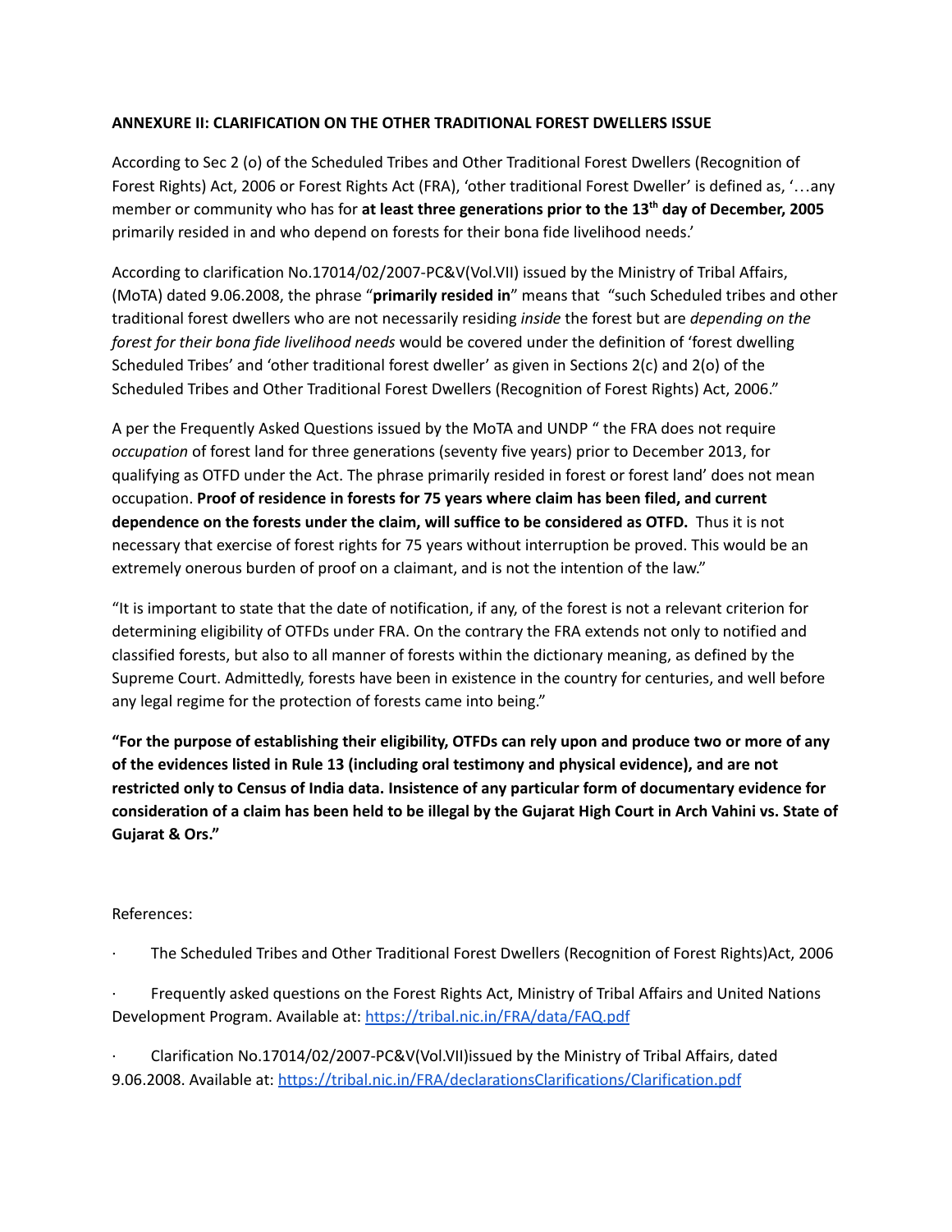**ANNEXURE II: CLARIFICATION ON THE OTHER TRADITIONAL FOREST DWELLERS ISSUE**

According to Sec 2 (o) of the Scheduled Tribes and Other Traditional Forest Dwellers (Recognition of Forest Rights) Act, 2006 or Forest Rights Act (FRA), 'other traditional Forest Dweller' is defined as, '…any member or community who has for **at least three generations prior to the 13th day of December, 2005** primarily resided in and who depend on forests for their bona fide livelihood needs.'

According to clarification No.17014/02/2007-PC&V(Vol.VII) issued by the Ministry of Tribal Affairs, (MoTA) dated 9.06.2008, the phrase "**primarily resided in**" means that "such Scheduled tribes and other traditional forest dwellers who are not necessarily residing *inside* the forest but are *depending on the forest for their bona fide livelihood needs* would be covered under the definition of 'forest dwelling Scheduled Tribes' and 'other traditional forest dweller' as given in Sections 2(c) and 2(o) of the Scheduled Tribes and Other Traditional Forest Dwellers (Recognition of Forest Rights) Act, 2006."

A per the Frequently Asked Questions issued by the MoTA and UNDP " the FRA does not require *occupation* of forest land for three generations (seventy five years) prior to December 2013, for qualifying as OTFD under the Act. The phrase primarily resided in forest or forest land' does not mean occupation. **Proof of residence in forests for 75 years where claim has been filed, and current dependence on the forests under the claim, will suffice to be considered as OTFD.** Thus it is not necessary that exercise of forest rights for 75 years without interruption be proved. This would be an extremely onerous burden of proof on a claimant, and is not the intention of the law."

"It is important to state that the date of notification, if any, of the forest is not a relevant criterion for determining eligibility of OTFDs under FRA. On the contrary the FRA extends not only to notified and classified forests, but also to all manner of forests within the dictionary meaning, as defined by the Supreme Court. Admittedly, forests have been in existence in the country for centuries, and well before any legal regime for the protection of forests came into being."

**"For the purpose of establishing their eligibility, OTFDs can rely upon and produce two or more of any of the evidences listed in Rule 13 (including oral testimony and physical evidence), and are not restricted only to Census of India data. Insistence of any particular form of documentary evidence for consideration of a claim has been held to be illegal by the Gujarat High Court in Arch Vahini vs. State of Gujarat & Ors."**

References:

- The Scheduled Tribes and Other Traditional Forest Dwellers (Recognition of Forest Rights)Act, 2006
- Frequently asked questions on the Forest Rights Act, Ministry of Tribal Affairs and United Nations Development Program. Available at: https://tribal.nic.in/FRA/data/FAQ.pdf
- Clarification No.17014/02/2007-PC&V(Vol.VII)issued by the Ministry of Tribal Affairs, dated 9.06.2008. Available at: https://tribal.nic.in/FRA/declarationsClarifications/Clarification.pdf